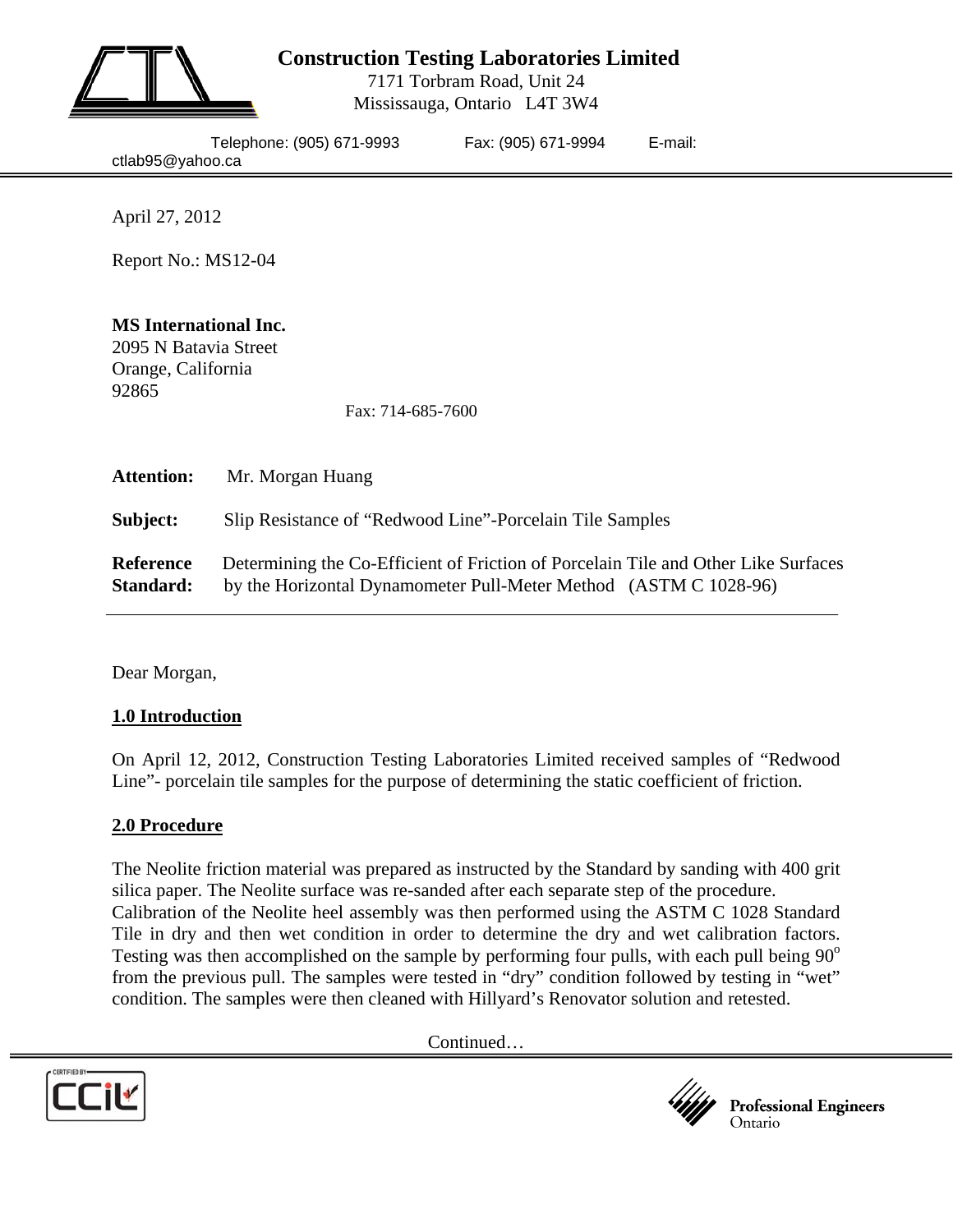**Construction Testing Laboratories Limited**
7171 Torbram Road, Unit 24
Mississauga, Ontario L4T 3W4

Telephone: (905) 671-9993 Fax: (905) 671-9994 E-mail: ctlab95@yahoo.ca

April 27, 2012

Report No.: MS12-04

**MS International Inc.**
2095 N Batavia Street
Orange, California
92865

Fax: 714-685-7600

**Attention:** Mr. Morgan Huang

**Subject:** Slip Resistance of "Redwood Line"-Porcelain Tile Samples

**Reference Standard:** Determining the Co-Efficient of Friction of Porcelain Tile and Other Like Surfaces by the Horizontal Dynamometer Pull-Meter Method (ASTM C 1028-96)

Dear Morgan,

## 1.0 Introduction

On April 12, 2012, Construction Testing Laboratories Limited received samples of "Redwood Line"- porcelain tile samples for the purpose of determining the static coefficient of friction.

## 2.0 Procedure

The Neolite friction material was prepared as instructed by the Standard by sanding with 400 grit silica paper. The Neolite surface was re-sanded after each separate step of the procedure. Calibration of the Neolite heel assembly was then performed using the ASTM C 1028 Standard Tile in dry and then wet condition in order to determine the dry and wet calibration factors. Testing was then accomplished on the sample by performing four pulls, with each pull being 90° from the previous pull. The samples were tested in "dry" condition followed by testing in "wet" condition. The samples were then cleaned with Hillyard's Renovator solution and retested.

Continued…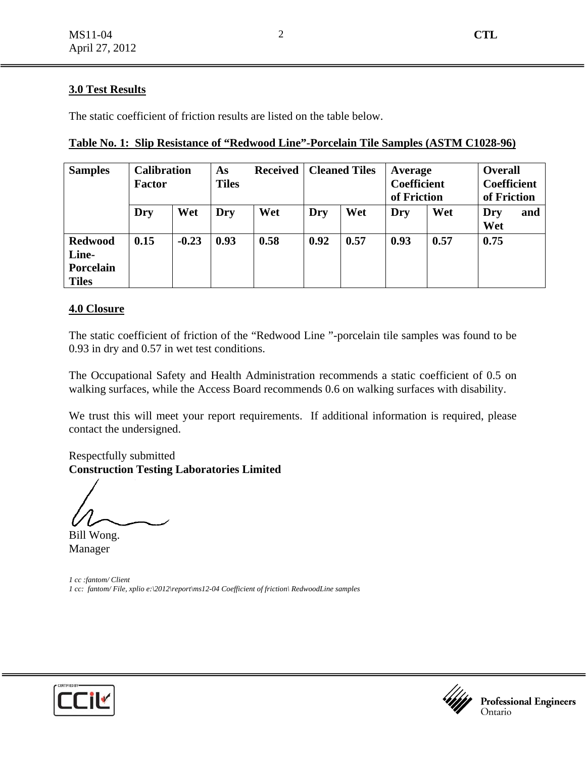## 3.0 Test Results

The static coefficient of friction results are listed on the table below.

**Table No. 1: Slip Resistance of "Redwood Line"-Porcelain Tile Samples (ASTM C1028-96)**

| Samples | Calibration Factor | | As Received Tiles | | Cleaned Tiles | | Average Coefficient of Friction | | Overall Coefficient of Friction |
|---|---|---|---|---|---|---|---|---|---|
| | Dry | Wet | Dry | Wet | Dry | Wet | Dry | Wet | Dry and Wet |
| **Redwood Line-Porcelain Tiles** | **0.15** | **-0.23** | **0.93** | **0.58** | **0.92** | **0.57** | **0.93** | **0.57** | **0.75** |

## 4.0 Closure

The static coefficient of friction of the "Redwood Line "-porcelain tile samples was found to be 0.93 in dry and 0.57 in wet test conditions.

The Occupational Safety and Health Administration recommends a static coefficient of 0.5 on walking surfaces, while the Access Board recommends 0.6 on walking surfaces with disability.

We trust this will meet your report requirements. If additional information is required, please contact the undersigned.

Respectfully submitted
**Construction Testing Laboratories Limited**

Bill Wong.
Manager

*1 cc :fantom/ Client*
*1 cc: fantom/ File, xplio e:\2012\report\ms12-04 Coefficient of friction\ RedwoodLine samples*